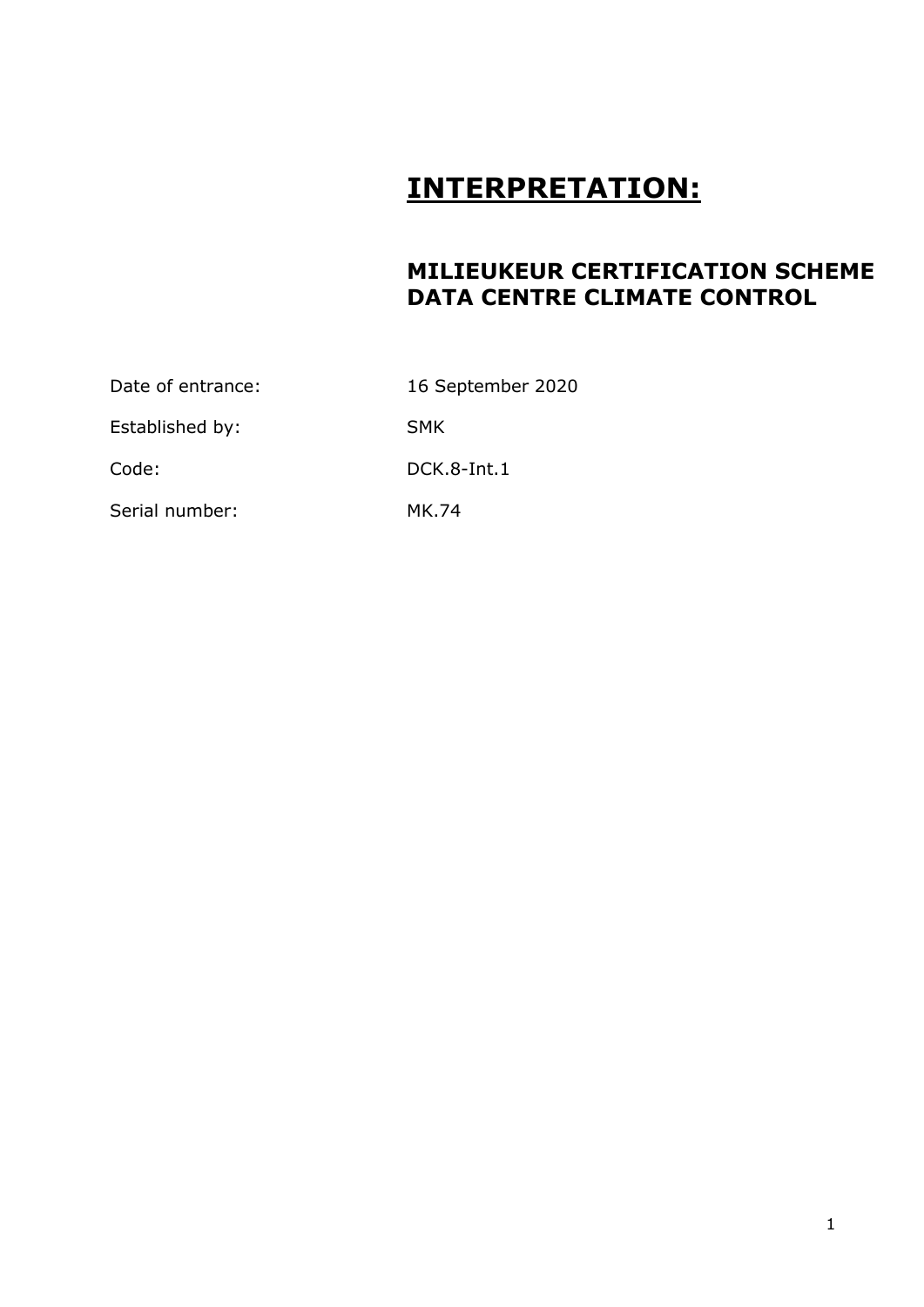# INTERPRETATION:

## MILIEUKEUR CERTIFICATION SCHEME DATA CENTRE CLIMATE CONTROL

| | |
|---|---|
| Date of entrance: | 16 September 2020 |
| Established by: | SMK |
| Code: | DCK.8-Int.1 |
| Serial number: | MK.74 |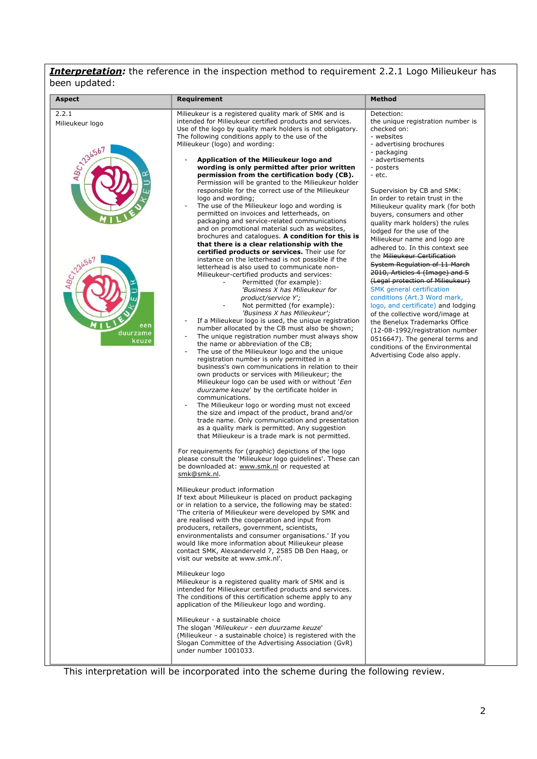***Interpretation:*** the reference in the inspection method to requirement 2.2.1 Logo Milieukeur has been updated:

| Aspect | Requirement | Method |
|---|---|---|
| 2.2.1<br>Milieukeur logo | Milieukeur is a registered quality mark of SMK and is intended for Milieukeur certified products and services. Use of the logo by quality mark holders is not obligatory. The following conditions apply to the use of the Milieukeur (logo) and wording:<br><br>- **Application of the Milieukeur logo and wording is only permitted after prior written permission from the certification body (CB).** Permission will be granted to the Milieukeur holder responsible for the correct use of the Milieukeur logo and wording;<br>- The use of the Milieukeur logo and wording is permitted on invoices and letterheads, on packaging and service-related communications and on promotional material such as websites, brochures and catalogues. **A condition for this is that there is a clear relationship with the certified products or services.** Their use for instance on the letterhead is not possible if the letterhead is also used to communicate non-Milieukeur-certified products and services:<br>&nbsp;&nbsp;- Permitted (for example): *'Business X has Milieukeur for product/service Y';*<br>&nbsp;&nbsp;- Not permitted (for example): *'Business X has Milieukeur';*<br>- If a Milieukeur logo is used, the unique registration number allocated by the CB must also be shown;<br>- The unique registration number must always show the name or abbreviation of the CB;<br>- The use of the Milieukeur logo and the unique registration number is only permitted in a business's own communications in relation to their own products or services with Milieukeur; the Milieukeur logo can be used with or without '*Een duurzame keuze*' by the certificate holder in communications.<br>- The Milieukeur logo or wording must not exceed the size and impact of the product, brand and/or trade name. Only communication and presentation as a quality mark is permitted. Any suggestion that Milieukeur is a trade mark is not permitted.<br><br>For requirements for (graphic) depictions of the logo please consult the 'Milieukeur logo guidelines'. These can be downloaded at: www.smk.nl or requested at smk@smk.nl.<br><br>Milieukeur product information<br>If text about Milieukeur is placed on product packaging or in relation to a service, the following may be stated: 'The criteria of Milieukeur were developed by SMK and are realised with the cooperation and input from producers, retailers, government, scientists, environmentalists and consumer organisations.' If you would like more information about Milieukeur please contact SMK, Alexanderveld 7, 2585 DB Den Haag, or visit our website at www.smk.nl'.<br><br>Milieukeur logo<br>Milieukeur is a registered quality mark of SMK and is intended for Milieukeur certified products and services. The conditions of this certification scheme apply to any application of the Milieukeur logo and wording.<br><br>Milieukeur - a sustainable choice<br>The slogan '*Milieukeur - een duurzame keuze*' (Milieukeur - a sustainable choice) is registered with the Slogan Committee of the Advertising Association (GvR) under number 1001033. | Detection:<br>the unique registration number is checked on:<br>- websites<br>- advertising brochures<br>- packaging<br>- advertisements<br>- posters<br>- etc.<br><br>Supervision by CB and SMK:<br>In order to retain trust in the Milieukeur quality mark (for both buyers, consumers and other quality mark holders) the rules lodged for the use of the Milieukeur name and logo are adhered to. In this context see the ~~Milieukeur Certification System Regulation of 11 March 2010, Articles 4 (Image) and 5 (Legal protection of Milieukeur)~~ SMK general certification conditions (Art.3 Word mark, logo, and certificate) and lodging of the collective word/image at the Benelux Trademarks Office (12-08-1992/registration number 0516647). The general terms and conditions of the Environmental Advertising Code also apply. |

This interpretation will be incorporated into the scheme during the following review.